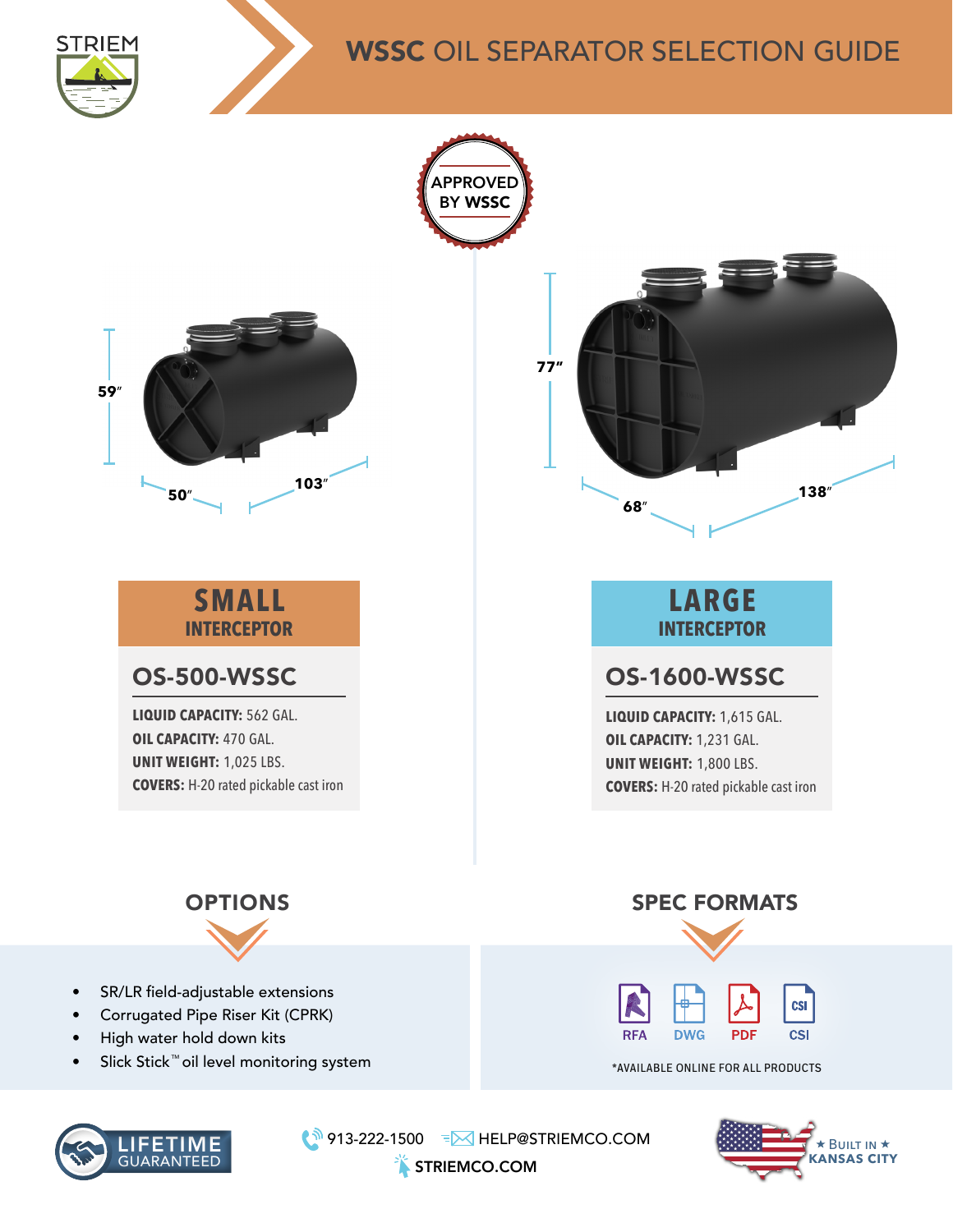STRIEM

# WSSC OIL SEPARATOR SELECTION GUIDE

APPROVED BY WSSC

59″ 50″ 103″

77″ 68″ 138″

## SMALL INTERCEPTOR

### OS-500-WSSC

**LIQUID CAPACITY:** 562 GAL.
**OIL CAPACITY:** 470 GAL.
**UNIT WEIGHT:** 1,025 LBS.
**COVERS:** H-20 rated pickable cast iron

## LARGE INTERCEPTOR

### OS-1600-WSSC

**LIQUID CAPACITY:** 1,615 GAL.
**OIL CAPACITY:** 1,231 GAL.
**UNIT WEIGHT:** 1,800 LBS.
**COVERS:** H-20 rated pickable cast iron

## OPTIONS

- SR/LR field-adjustable extensions
- Corrugated Pipe Riser Kit (CPRK)
- High water hold down kits
- Slick Stick™ oil level monitoring system

## SPEC FORMATS

RFA DWG PDF CSI

*AVAILABLE ONLINE FOR ALL PRODUCTS

LIFETIME GUARANTEED

913-222-1500 HELP@STRIEMCO.COM
STRIEMCO.COM

★ BUILT IN ★ KANSAS CITY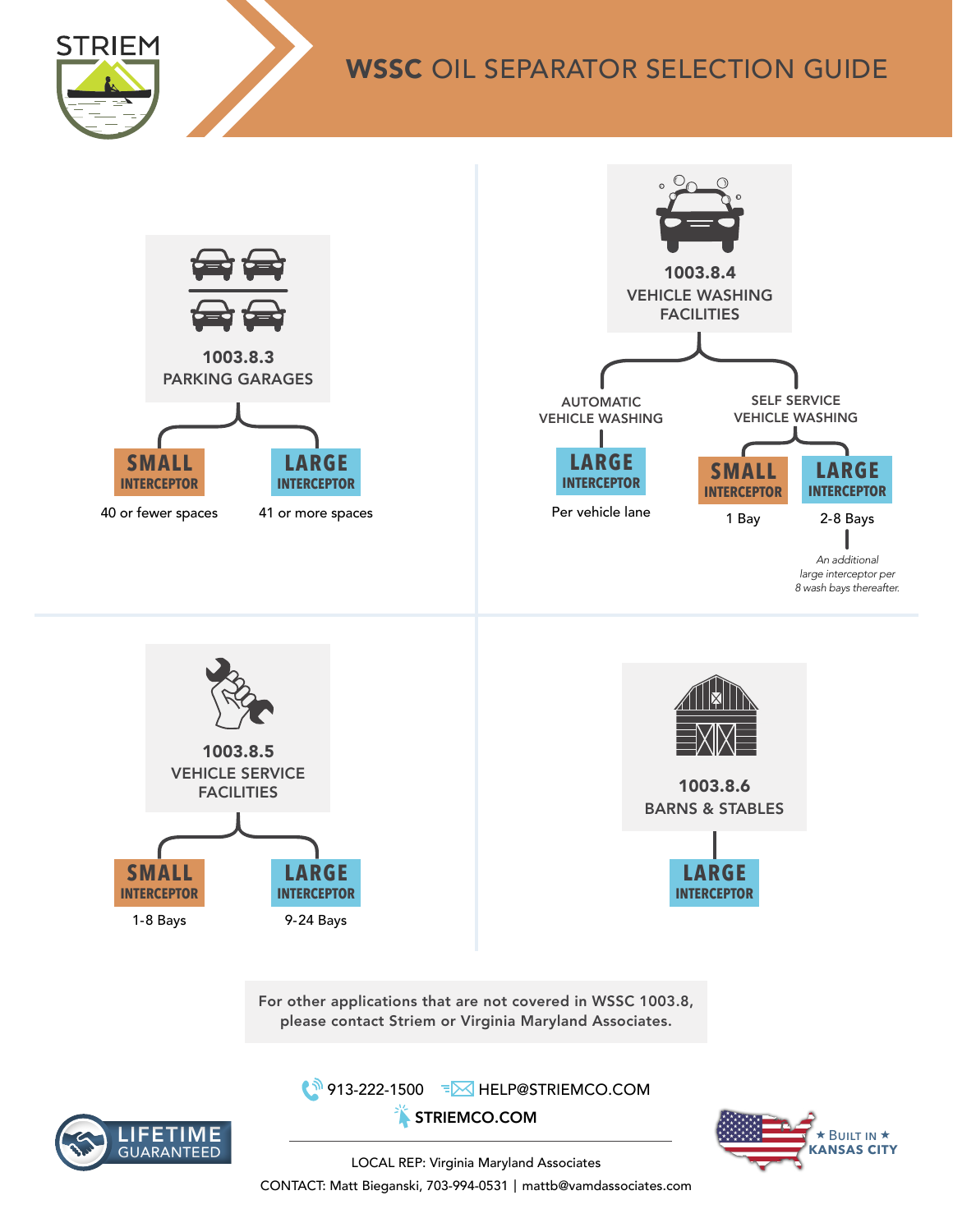STRIEM

# WSSC OIL SEPARATOR SELECTION GUIDE

## 1003.8.3 PARKING GARAGES

- **SMALL INTERCEPTOR** — 40 or fewer spaces
- **LARGE INTERCEPTOR** — 41 or more spaces

## 1003.8.4 VEHICLE WASHING FACILITIES

**AUTOMATIC VEHICLE WASHING**

- **LARGE INTERCEPTOR** — Per vehicle lane

**SELF SERVICE VEHICLE WASHING**

- **SMALL INTERCEPTOR** — 1 Bay
- **LARGE INTERCEPTOR** — 2-8 Bays

*An additional large interceptor per 8 wash bays thereafter.*

## 1003.8.5 VEHICLE SERVICE FACILITIES

- **SMALL INTERCEPTOR** — 1-8 Bays
- **LARGE INTERCEPTOR** — 9-24 Bays

## 1003.8.6 BARNS & STABLES

- **LARGE INTERCEPTOR**

For other applications that are not covered in WSSC 1003.8, please contact Striem or Virginia Maryland Associates.

913-222-1500 HELP@STRIEMCO.COM

STRIEMCO.COM

LIFETIME GUARANTEED

LOCAL REP: Virginia Maryland Associates

CONTACT: Matt Bieganski, 703-994-0531 | mattb@vamdassociates.com

★ BUILT IN ★ KANSAS CITY